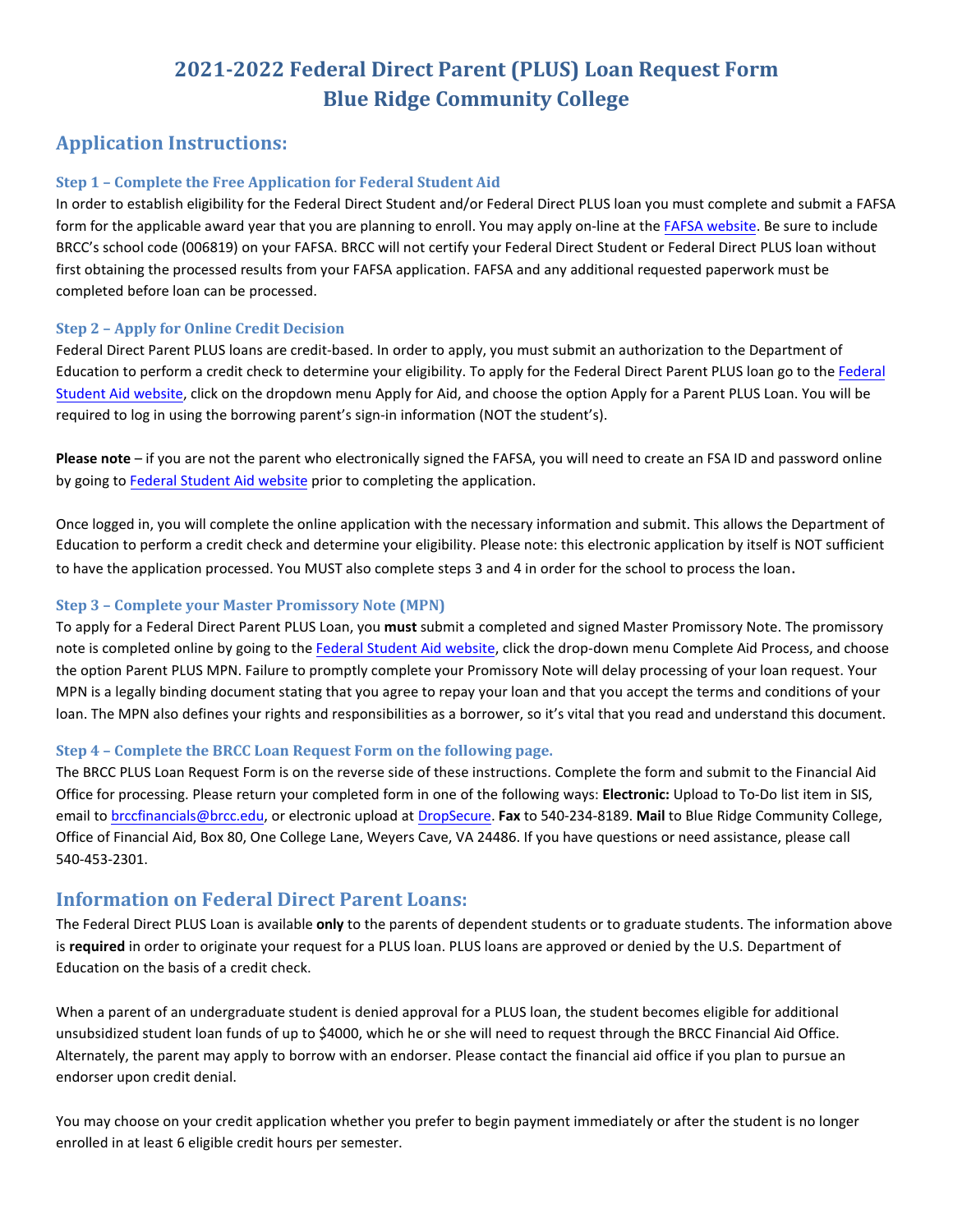# 2021-2022 Federal Direct Parent (PLUS) Loan Request Form
# Blue Ridge Community College

## Application Instructions:

### Step 1 – Complete the Free Application for Federal Student Aid

In order to establish eligibility for the Federal Direct Student and/or Federal Direct PLUS loan you must complete and submit a FAFSA form for the applicable award year that you are planning to enroll. You may apply on-line at the FAFSA website. Be sure to include BRCC's school code (006819) on your FAFSA. BRCC will not certify your Federal Direct Student or Federal Direct PLUS loan without first obtaining the processed results from your FAFSA application. FAFSA and any additional requested paperwork must be completed before loan can be processed.

### Step 2 – Apply for Online Credit Decision

Federal Direct Parent PLUS loans are credit-based. In order to apply, you must submit an authorization to the Department of Education to perform a credit check to determine your eligibility. To apply for the Federal Direct Parent PLUS loan go to the Federal Student Aid website, click on the dropdown menu Apply for Aid, and choose the option Apply for a Parent PLUS Loan. You will be required to log in using the borrowing parent's sign-in information (NOT the student's).

**Please note** – if you are not the parent who electronically signed the FAFSA, you will need to create an FSA ID and password online by going to Federal Student Aid website prior to completing the application.

Once logged in, you will complete the online application with the necessary information and submit. This allows the Department of Education to perform a credit check and determine your eligibility. Please note: this electronic application by itself is NOT sufficient to have the application processed. You MUST also complete steps 3 and 4 in order for the school to process the loan.

### Step 3 – Complete your Master Promissory Note (MPN)

To apply for a Federal Direct Parent PLUS Loan, you **must** submit a completed and signed Master Promissory Note. The promissory note is completed online by going to the Federal Student Aid website, click the drop-down menu Complete Aid Process, and choose the option Parent PLUS MPN. Failure to promptly complete your Promissory Note will delay processing of your loan request. Your MPN is a legally binding document stating that you agree to repay your loan and that you accept the terms and conditions of your loan. The MPN also defines your rights and responsibilities as a borrower, so it's vital that you read and understand this document.

### Step 4 – Complete the BRCC Loan Request Form on the following page.

The BRCC PLUS Loan Request Form is on the reverse side of these instructions. Complete the form and submit to the Financial Aid Office for processing. Please return your completed form in one of the following ways: **Electronic:** Upload to To-Do list item in SIS, email to brccfinancials@brcc.edu, or electronic upload at DropSecure. **Fax** to 540-234-8189. **Mail** to Blue Ridge Community College, Office of Financial Aid, Box 80, One College Lane, Weyers Cave, VA 24486. If you have questions or need assistance, please call 540-453-2301.

## Information on Federal Direct Parent Loans:

The Federal Direct PLUS Loan is available **only** to the parents of dependent students or to graduate students. The information above is **required** in order to originate your request for a PLUS loan. PLUS loans are approved or denied by the U.S. Department of Education on the basis of a credit check.

When a parent of an undergraduate student is denied approval for a PLUS loan, the student becomes eligible for additional unsubsidized student loan funds of up to $4000, which he or she will need to request through the BRCC Financial Aid Office. Alternately, the parent may apply to borrow with an endorser. Please contact the financial aid office if you plan to pursue an endorser upon credit denial.

You may choose on your credit application whether you prefer to begin payment immediately or after the student is no longer enrolled in at least 6 eligible credit hours per semester.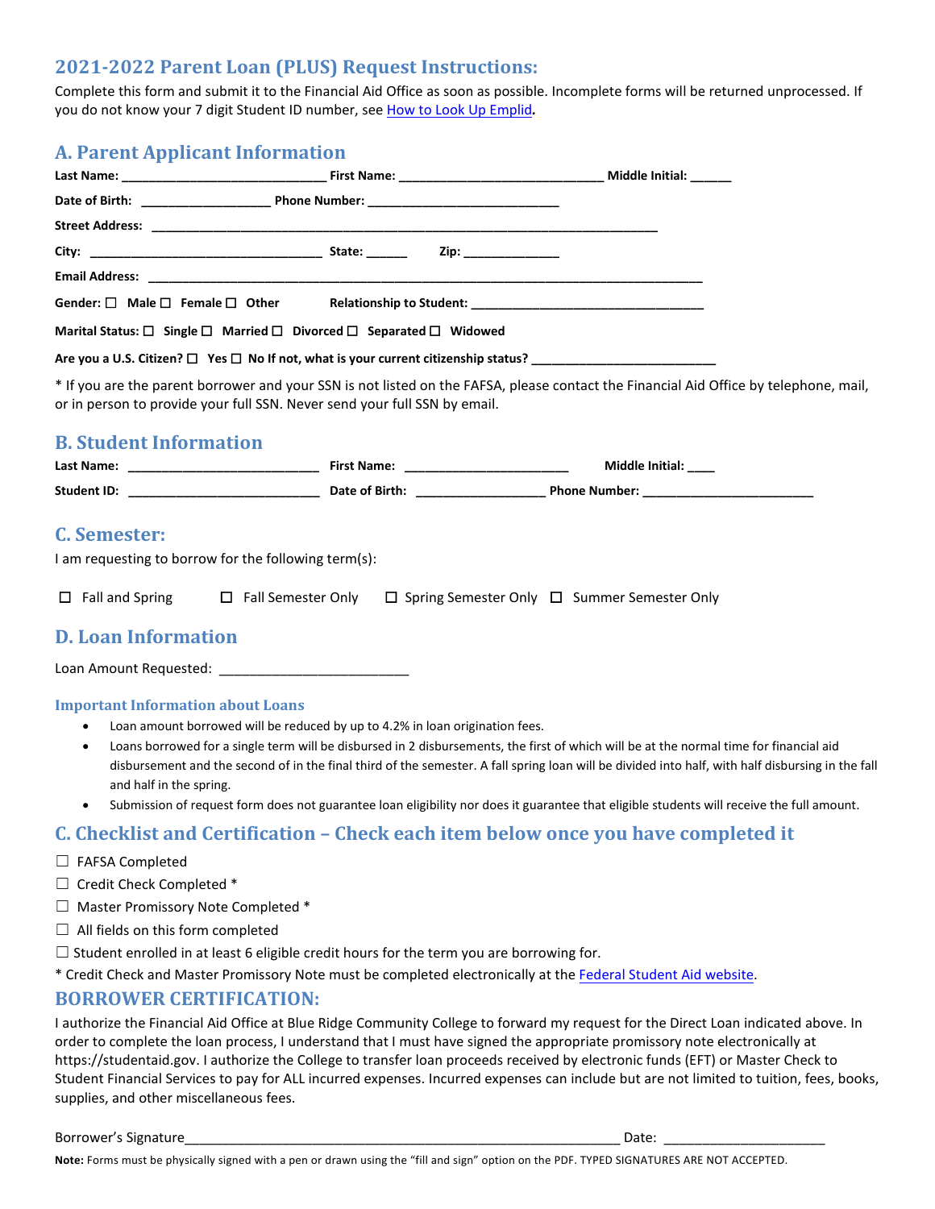## 2021-2022 Parent Loan (PLUS) Request Instructions:

Complete this form and submit it to the Financial Aid Office as soon as possible. Incomplete forms will be returned unprocessed. If you do not know your 7 digit Student ID number, see [How to Look Up Emplid](#).

## A. Parent Applicant Information

**Last Name:** ______________________________ **First Name:** ______________________________ **Middle Initial:** ______

**Date of Birth:** ___________________ **Phone Number:** ____________________________

**Street Address:** ___________________________________________________________________________

**City:** _________________________________ **State:** ______ **Zip:** ______________

**Email Address:** ________________________________________________________________________________

**Gender:** ☐ **Male** ☐ **Female** ☐ **Other** **Relationship to Student:** ___________________________________

**Marital Status:** ☐ **Single** ☐ **Married** ☐ **Divorced** ☐ **Separated** ☐ **Widowed**

**Are you a U.S. Citizen?** ☐ **Yes** ☐ **No If not, what is your current citizenship status?** ___________________________

* If you are the parent borrower and your SSN is not listed on the FAFSA, please contact the Financial Aid Office by telephone, mail, or in person to provide your full SSN. Never send your full SSN by email.

## B. Student Information

**Last Name:** ____________________________ **First Name:** ________________________ **Middle Initial:** ____

**Student ID:** ____________________________ **Date of Birth:** ___________________ **Phone Number:** _________________________

## C. Semester:

I am requesting to borrow for the following term(s):

☐ Fall and Spring ☐ Fall Semester Only ☐ Spring Semester Only ☐ Summer Semester Only

## D. Loan Information

Loan Amount Requested: ___________________________

### Important Information about Loans

- Loan amount borrowed will be reduced by up to 4.2% in loan origination fees.
- Loans borrowed for a single term will be disbursed in 2 disbursements, the first of which will be at the normal time for financial aid disbursement and the second of in the final third of the semester. A fall spring loan will be divided into half, with half disbursing in the fall and half in the spring.
- Submission of request form does not guarantee loan eligibility nor does it guarantee that eligible students will receive the full amount.

## C. Checklist and Certification – Check each item below once you have completed it

☐ FAFSA Completed

☐ Credit Check Completed *

☐ Master Promissory Note Completed *

☐ All fields on this form completed

☐ Student enrolled in at least 6 eligible credit hours for the term you are borrowing for.

* Credit Check and Master Promissory Note must be completed electronically at the [Federal Student Aid website](#).

## BORROWER CERTIFICATION:

I authorize the Financial Aid Office at Blue Ridge Community College to forward my request for the Direct Loan indicated above. In order to complete the loan process, I understand that I must have signed the appropriate promissory note electronically at https://studentaid.gov. I authorize the College to transfer loan proceeds received by electronic funds (EFT) or Master Check to Student Financial Services to pay for ALL incurred expenses. Incurred expenses can include but are not limited to tuition, fees, books, supplies, and other miscellaneous fees.

Borrower's Signature______________________________________________________________ Date: _______________________

**Note:** Forms must be physically signed with a pen or drawn using the "fill and sign" option on the PDF. TYPED SIGNATURES ARE NOT ACCEPTED.